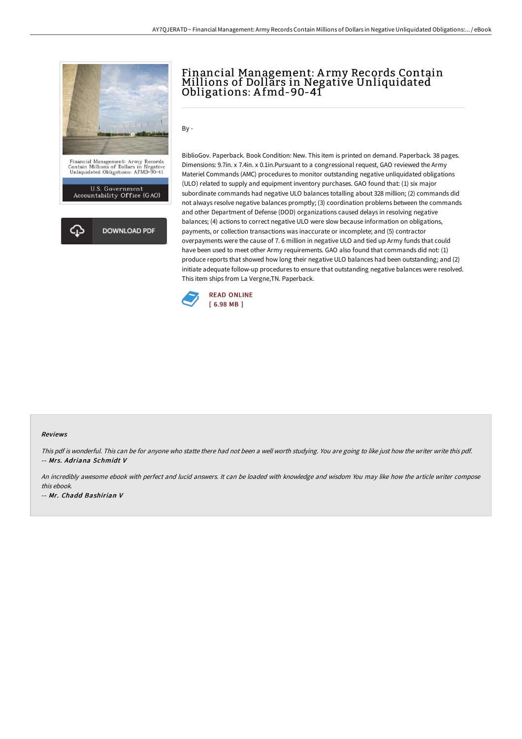# Financial Management: Army Records Contain Millions of Dollars in Negative Unliquidated Obligations: Afmd-90-41

Financial Management: Army Records Contain Millions of Dollars in Negative Unliquidated Obligations: AFMD-90-41

U.S. Government Accountability Office (GAO)

DOWNLOAD PDF

By -

BiblioGov. Paperback. Book Condition: New. This item is printed on demand. Paperback. 38 pages. Dimensions: 9.7in. x 7.4in. x 0.1in.Pursuant to a congressional request, GAO reviewed the Army Materiel Commands (AMC) procedures to monitor outstanding negative unliquidated obligations (ULO) related to supply and equipment inventory purchases. GAO found that: (1) six major subordinate commands had negative ULO balances totalling about 328 million; (2) commands did not always resolve negative balances promptly; (3) coordination problems between the commands and other Department of Defense (DOD) organizations caused delays in resolving negative balances; (4) actions to correct negative ULO were slow because information on obligations, payments, or collection transactions was inaccurate or incomplete; and (5) contractor overpayments were the cause of 7. 6 million in negative ULO and tied up Army funds that could have been used to meet other Army requirements. GAO also found that commands did not: (1) produce reports that showed how long their negative ULO balances had been outstanding; and (2) initiate adequate follow-up procedures to ensure that outstanding negative balances were resolved. This item ships from La Vergne,TN. Paperback.

READ ONLINE
[ 6.98 MB ]

## Reviews

*This pdf is wonderful. This can be for anyone who statte there had not been a well worth studying. You are going to like just how the writer write this pdf.*
-- ***Mrs. Adriana Schmidt V***

*An incredibly awesome ebook with perfect and lucid answers. It can be loaded with knowledge and wisdom You may like how the article writer compose this ebook.*
-- ***Mr. Chadd Bashirian V***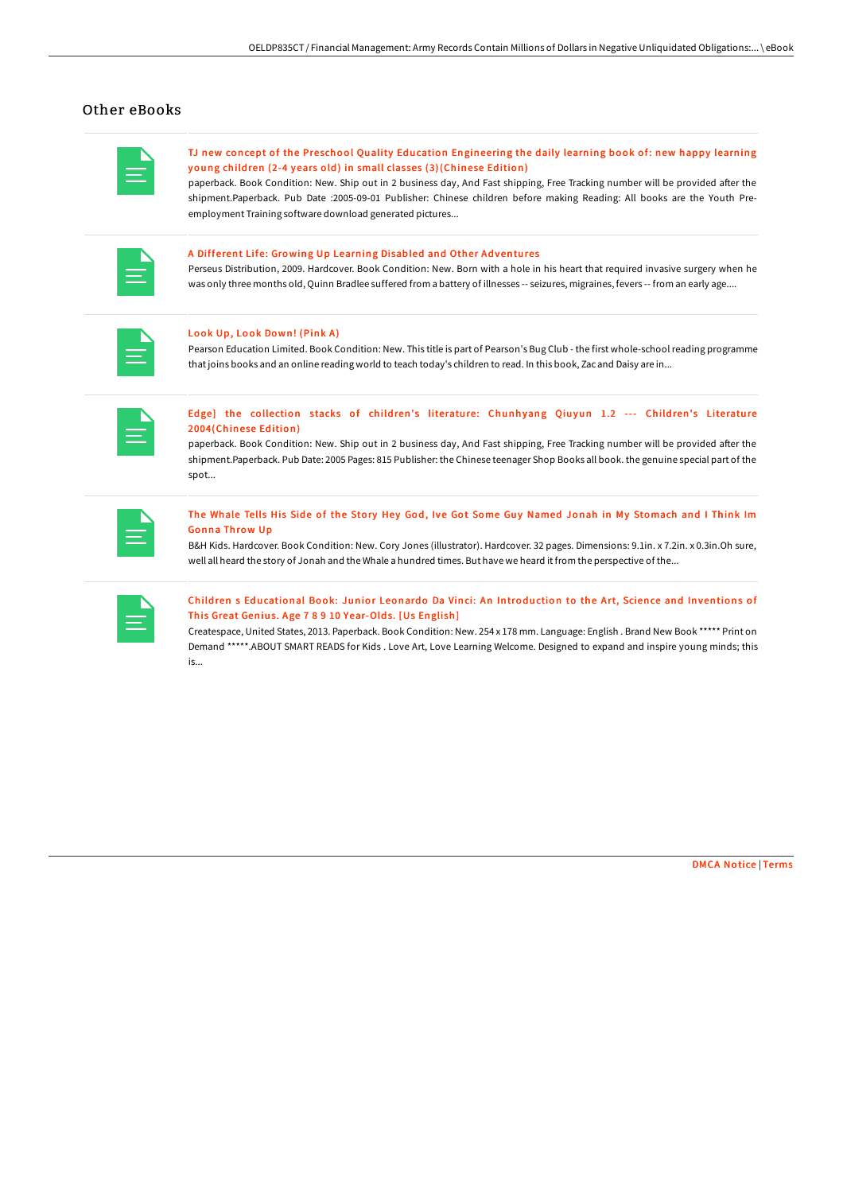## Other eBooks

**TJ new concept of the Preschool Quality Education Engineering the daily learning book of: new happy learning young children (2-4 years old) in small classes (3)(Chinese Edition)**

paperback. Book Condition: New. Ship out in 2 business day, And Fast shipping, Free Tracking number will be provided after the shipment.Paperback. Pub Date :2005-09-01 Publisher: Chinese children before making Reading: All books are the Youth Pre-employment Training software download generated pictures...

**A Different Life: Growing Up Learning Disabled and Other Adventures**

Perseus Distribution, 2009. Hardcover. Book Condition: New. Born with a hole in his heart that required invasive surgery when he was only three months old, Quinn Bradlee suffered from a battery of illnesses -- seizures, migraines, fevers -- from an early age....

**Look Up, Look Down! (Pink A)**

Pearson Education Limited. Book Condition: New. This title is part of Pearson's Bug Club - the first whole-school reading programme that joins books and an online reading world to teach today's children to read. In this book, Zac and Daisy are in...

**Edge] the collection stacks of children's literature: Chunhyang Qiuyun 1.2 --- Children's Literature 2004(Chinese Edition)**

paperback. Book Condition: New. Ship out in 2 business day, And Fast shipping, Free Tracking number will be provided after the shipment.Paperback. Pub Date: 2005 Pages: 815 Publisher: the Chinese teenager Shop Books all book. the genuine special part of the spot...

**The Whale Tells His Side of the Story Hey God, Ive Got Some Guy Named Jonah in My Stomach and I Think Im Gonna Throw Up**

B&H Kids. Hardcover. Book Condition: New. Cory Jones (illustrator). Hardcover. 32 pages. Dimensions: 9.1in. x 7.2in. x 0.3in.Oh sure, well all heard the story of Jonah and the Whale a hundred times. But have we heard it from the perspective of the...

**Children s Educational Book: Junior Leonardo Da Vinci: An Introduction to the Art, Science and Inventions of This Great Genius. Age 7 8 9 10 Year-Olds. [Us English]**

Createspace, United States, 2013. Paperback. Book Condition: New. 254 x 178 mm. Language: English . Brand New Book ***** Print on Demand *****.ABOUT SMART READS for Kids . Love Art, Love Learning Welcome. Designed to expand and inspire young minds; this is...

DMCA Notice | Terms